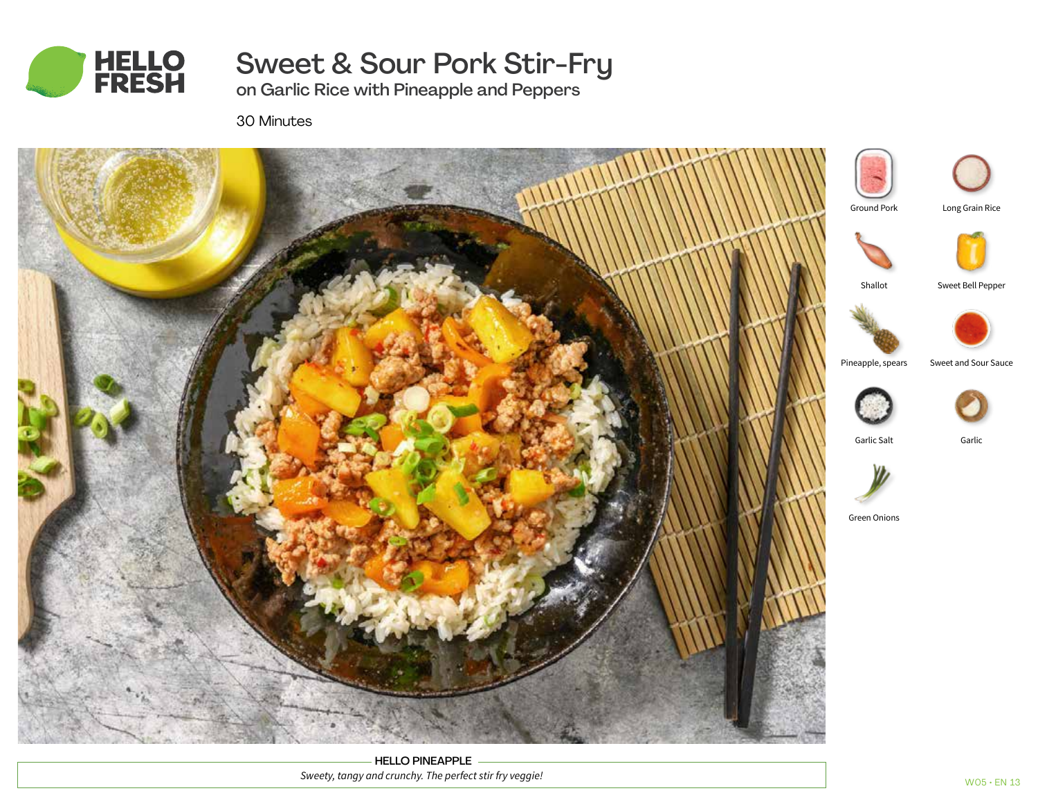# Sweet & Sour Pork Stir-Fry

## on Garlic Rice with Pineapple and Peppers

30 Minutes

- Ground Pork
- Long Grain Rice
- Shallot
- Sweet Bell Pepper
- Pineapple, spears
- Sweet and Sour Sauce
- Garlic Salt
- Garlic
- Green Onions

**HELLO PINEAPPLE**

*Sweety, tangy and crunchy. The perfect stir fry veggie!*

W05 • EN 13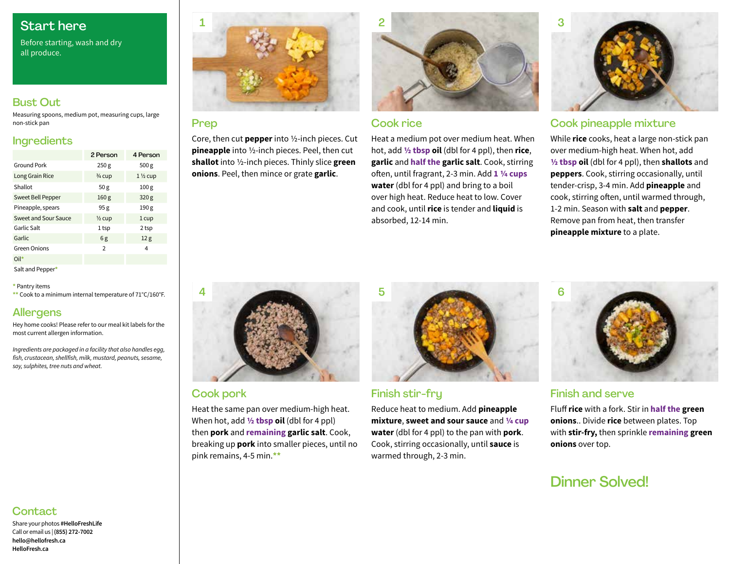## Start here

Before starting, wash and dry all produce.

## Bust Out

Measuring spoons, medium pot, measuring cups, large non-stick pan

## Ingredients

| | 2 Person | 4 Person |
|---|---|---|
| Ground Pork | 250 g | 500 g |
| Long Grain Rice | ¾ cup | 1 ½ cup |
| Shallot | 50 g | 100 g |
| Sweet Bell Pepper | 160 g | 320 g |
| Pineapple, spears | 95 g | 190 g |
| Sweet and Sour Sauce | ½ cup | 1 cup |
| Garlic Salt | 1 tsp | 2 tsp |
| Garlic | 6 g | 12 g |
| Green Onions | 2 | 4 |
| Oil* | | |
| Salt and Pepper* | | |

\* Pantry items
** Cook to a minimum internal temperature of 71°C/160°F.

## Allergens

Hey home cooks! Please refer to our meal kit labels for the most current allergen information.

*Ingredients are packaged in a facility that also handles egg, fish, crustacean, shellfish, milk, mustard, peanuts, sesame, soy, sulphites, tree nuts and wheat.*

## Contact

Share your photos **#HelloFreshLife**
Call or email us | **(855) 272-7002**
**hello@hellofresh.ca**
**HelloFresh.ca**

### 1 Prep

Core, then cut **pepper** into ½-inch pieces. Cut **pineapple** into ½-inch pieces. Peel, then cut **shallot** into ½-inch pieces. Thinly slice **green onions**. Peel, then mince or grate **garlic**.

### 2 Cook rice

Heat a medium pot over medium heat. When hot, add **½ tbsp oil** (dbl for 4 ppl), then **rice**, **garlic** and **half the garlic salt**. Cook, stirring often, until fragrant, 2-3 min. Add **1 ¼ cups water** (dbl for 4 ppl) and bring to a boil over high heat. Reduce heat to low. Cover and cook, until **rice** is tender and **liquid** is absorbed, 12-14 min.

### 3 Cook pineapple mixture

While **rice** cooks, heat a large non-stick pan over medium-high heat. When hot, add **½ tbsp oil** (dbl for 4 ppl), then **shallots** and **peppers**. Cook, stirring occasionally, until tender-crisp, 3-4 min. Add **pineapple** and cook, stirring often, until warmed through, 1-2 min. Season with **salt** and **pepper**. Remove pan from heat, then transfer **pineapple mixture** to a plate.

### 4 Cook pork

Heat the same pan over medium-high heat. When hot, add **½ tbsp oil** (dbl for 4 ppl) then **pork** and **remaining garlic salt**. Cook, breaking up **pork** into smaller pieces, until no pink remains, 4-5 min.**

### 5 Finish stir-fry

Reduce heat to medium. Add **pineapple mixture**, **sweet and sour sauce** and **¼ cup water** (dbl for 4 ppl) to the pan with **pork**. Cook, stirring occasionally, until **sauce** is warmed through, 2-3 min.

### 6 Finish and serve

Fluff **rice** with a fork. Stir in **half the green onions**.. Divide **rice** between plates. Top with **stir-fry,** then sprinkle **remaining green onions** over top.

## Dinner Solved!